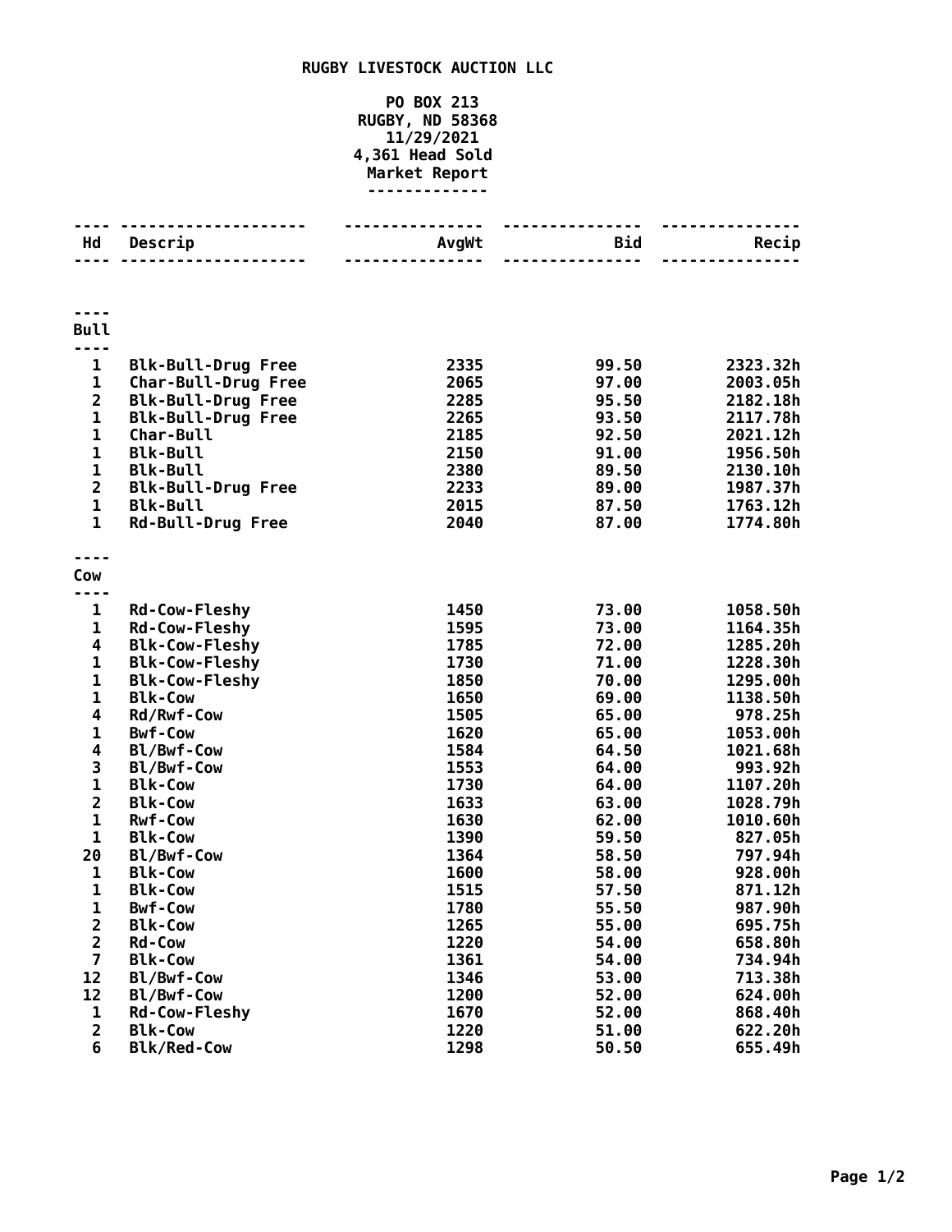# RUGBY LIVESTOCK AUCTION LLC

PO BOX 213
RUGBY, ND 58368
11/29/2021
4,361 Head Sold
Market Report

| Hd | Descrip | AvgWt | Bid | Recip |
|---|---|---|---|---|
| **Bull** | | | | |
| 1 | Blk-Bull-Drug Free | 2335 | 99.50 | 2323.32h |
| 1 | Char-Bull-Drug Free | 2065 | 97.00 | 2003.05h |
| 2 | Blk-Bull-Drug Free | 2285 | 95.50 | 2182.18h |
| 1 | Blk-Bull-Drug Free | 2265 | 93.50 | 2117.78h |
| 1 | Char-Bull | 2185 | 92.50 | 2021.12h |
| 1 | Blk-Bull | 2150 | 91.00 | 1956.50h |
| 1 | Blk-Bull | 2380 | 89.50 | 2130.10h |
| 2 | Blk-Bull-Drug Free | 2233 | 89.00 | 1987.37h |
| 1 | Blk-Bull | 2015 | 87.50 | 1763.12h |
| 1 | Rd-Bull-Drug Free | 2040 | 87.00 | 1774.80h |
| **Cow** | | | | |
| 1 | Rd-Cow-Fleshy | 1450 | 73.00 | 1058.50h |
| 1 | Rd-Cow-Fleshy | 1595 | 73.00 | 1164.35h |
| 4 | Blk-Cow-Fleshy | 1785 | 72.00 | 1285.20h |
| 1 | Blk-Cow-Fleshy | 1730 | 71.00 | 1228.30h |
| 1 | Blk-Cow-Fleshy | 1850 | 70.00 | 1295.00h |
| 1 | Blk-Cow | 1650 | 69.00 | 1138.50h |
| 4 | Rd/Rwf-Cow | 1505 | 65.00 | 978.25h |
| 1 | Bwf-Cow | 1620 | 65.00 | 1053.00h |
| 4 | Bl/Bwf-Cow | 1584 | 64.50 | 1021.68h |
| 3 | Bl/Bwf-Cow | 1553 | 64.00 | 993.92h |
| 1 | Blk-Cow | 1730 | 64.00 | 1107.20h |
| 2 | Blk-Cow | 1633 | 63.00 | 1028.79h |
| 1 | Rwf-Cow | 1630 | 62.00 | 1010.60h |
| 1 | Blk-Cow | 1390 | 59.50 | 827.05h |
| 20 | Bl/Bwf-Cow | 1364 | 58.50 | 797.94h |
| 1 | Blk-Cow | 1600 | 58.00 | 928.00h |
| 1 | Blk-Cow | 1515 | 57.50 | 871.12h |
| 1 | Bwf-Cow | 1780 | 55.50 | 987.90h |
| 2 | Blk-Cow | 1265 | 55.00 | 695.75h |
| 2 | Rd-Cow | 1220 | 54.00 | 658.80h |
| 7 | Blk-Cow | 1361 | 54.00 | 734.94h |
| 12 | Bl/Bwf-Cow | 1346 | 53.00 | 713.38h |
| 12 | Bl/Bwf-Cow | 1200 | 52.00 | 624.00h |
| 1 | Rd-Cow-Fleshy | 1670 | 52.00 | 868.40h |
| 2 | Blk-Cow | 1220 | 51.00 | 622.20h |
| 6 | Blk/Red-Cow | 1298 | 50.50 | 655.49h |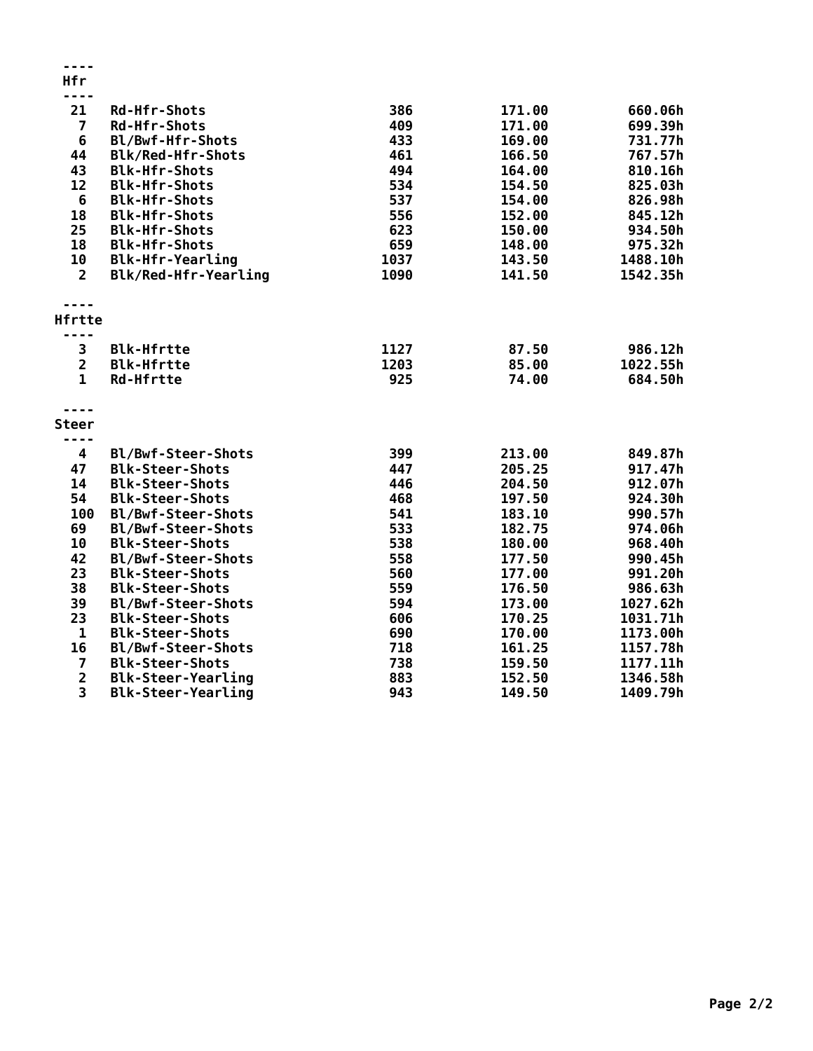----
Hfr
----

| | | | | |
|---|---|---|---|---|
| 21 | Rd-Hfr-Shots | 386 | 171.00 | 660.06h |
| 7 | Rd-Hfr-Shots | 409 | 171.00 | 699.39h |
| 6 | Bl/Bwf-Hfr-Shots | 433 | 169.00 | 731.77h |
| 44 | Blk/Red-Hfr-Shots | 461 | 166.50 | 767.57h |
| 43 | Blk-Hfr-Shots | 494 | 164.00 | 810.16h |
| 12 | Blk-Hfr-Shots | 534 | 154.50 | 825.03h |
| 6 | Blk-Hfr-Shots | 537 | 154.00 | 826.98h |
| 18 | Blk-Hfr-Shots | 556 | 152.00 | 845.12h |
| 25 | Blk-Hfr-Shots | 623 | 150.00 | 934.50h |
| 18 | Blk-Hfr-Shots | 659 | 148.00 | 975.32h |
| 10 | Blk-Hfr-Yearling | 1037 | 143.50 | 1488.10h |
| 2 | Blk/Red-Hfr-Yearling | 1090 | 141.50 | 1542.35h |

----
Hfrtte
----

| | | | | |
|---|---|---|---|---|
| 3 | Blk-Hfrtte | 1127 | 87.50 | 986.12h |
| 2 | Blk-Hfrtte | 1203 | 85.00 | 1022.55h |
| 1 | Rd-Hfrtte | 925 | 74.00 | 684.50h |

----
Steer
----

| | | | | |
|---|---|---|---|---|
| 4 | Bl/Bwf-Steer-Shots | 399 | 213.00 | 849.87h |
| 47 | Blk-Steer-Shots | 447 | 205.25 | 917.47h |
| 14 | Blk-Steer-Shots | 446 | 204.50 | 912.07h |
| 54 | Blk-Steer-Shots | 468 | 197.50 | 924.30h |
| 100 | Bl/Bwf-Steer-Shots | 541 | 183.10 | 990.57h |
| 69 | Bl/Bwf-Steer-Shots | 533 | 182.75 | 974.06h |
| 10 | Blk-Steer-Shots | 538 | 180.00 | 968.40h |
| 42 | Bl/Bwf-Steer-Shots | 558 | 177.50 | 990.45h |
| 23 | Blk-Steer-Shots | 560 | 177.00 | 991.20h |
| 38 | Blk-Steer-Shots | 559 | 176.50 | 986.63h |
| 39 | Bl/Bwf-Steer-Shots | 594 | 173.00 | 1027.62h |
| 23 | Blk-Steer-Shots | 606 | 170.25 | 1031.71h |
| 1 | Blk-Steer-Shots | 690 | 170.00 | 1173.00h |
| 16 | Bl/Bwf-Steer-Shots | 718 | 161.25 | 1157.78h |
| 7 | Blk-Steer-Shots | 738 | 159.50 | 1177.11h |
| 2 | Blk-Steer-Yearling | 883 | 152.50 | 1346.58h |
| 3 | Blk-Steer-Yearling | 943 | 149.50 | 1409.79h |